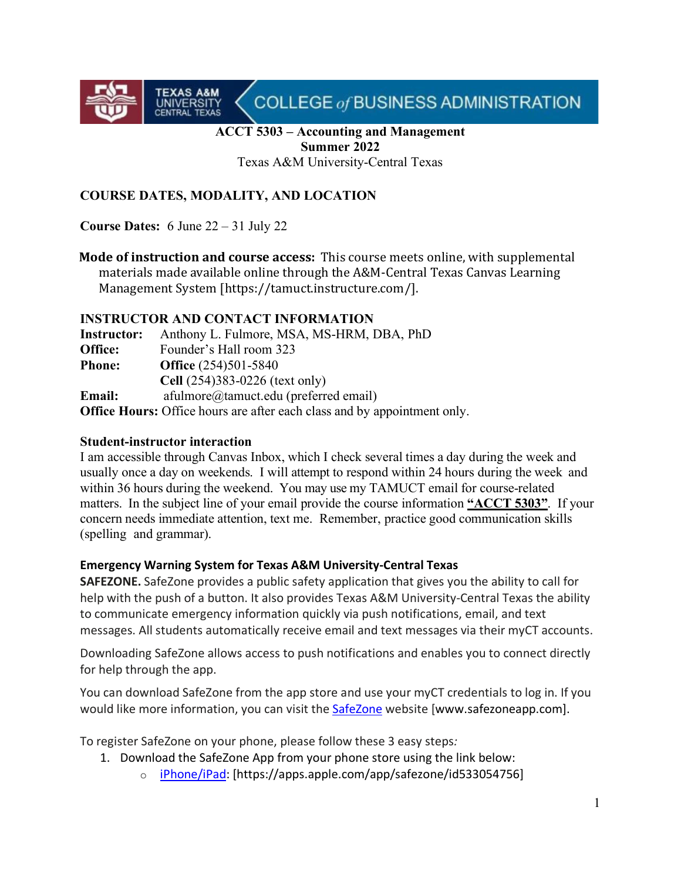**ACCT 5303 – Accounting and Management**
**Summer 2022**
Texas A&M University-Central Texas

## COURSE DATES, MODALITY, AND LOCATION

**Course Dates:** 6 June 22 – 31 July 22

**Mode of instruction and course access:** This course meets online, with supplemental materials made available online through the A&M-Central Texas Canvas Learning Management System [https://tamuct.instructure.com/].

## INSTRUCTOR AND CONTACT INFORMATION

**Instructor:** Anthony L. Fulmore, MSA, MS-HRM, DBA, PhD
**Office:** Founder's Hall room 323
**Phone:** **Office** (254)501-5840
**Cell** (254)383-0226 (text only)
**Email:** afulmore@tamuct.edu (preferred email)
**Office Hours:** Office hours are after each class and by appointment only.

### Student-instructor interaction

I am accessible through Canvas Inbox, which I check several times a day during the week and usually once a day on weekends. I will attempt to respond within 24 hours during the week and within 36 hours during the weekend. You may use my TAMUCT email for course-related matters. In the subject line of your email provide the course information **"ACCT 5303"**. If your concern needs immediate attention, text me. Remember, practice good communication skills (spelling and grammar).

### Emergency Warning System for Texas A&M University-Central Texas

**SAFEZONE.** SafeZone provides a public safety application that gives you the ability to call for help with the push of a button. It also provides Texas A&M University-Central Texas the ability to communicate emergency information quickly via push notifications, email, and text messages. All students automatically receive email and text messages via their myCT accounts.

Downloading SafeZone allows access to push notifications and enables you to connect directly for help through the app.

You can download SafeZone from the app store and use your myCT credentials to log in. If you would like more information, you can visit the SafeZone website [www.safezoneapp.com].

To register SafeZone on your phone, please follow these 3 easy steps*:*

1. Download the SafeZone App from your phone store using the link below:
   - iPhone/iPad: [https://apps.apple.com/app/safezone/id533054756]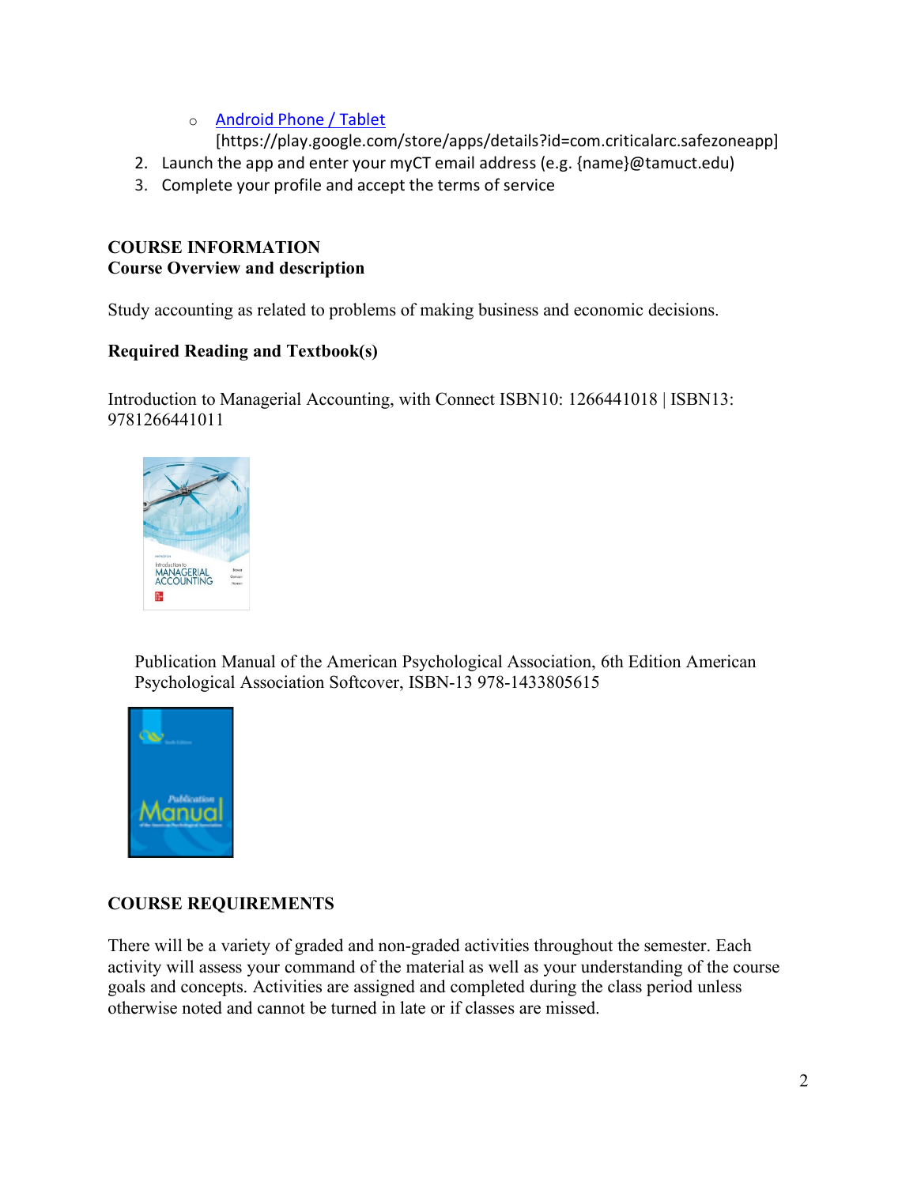- Android Phone / Tablet [https://play.google.com/store/apps/details?id=com.criticalarc.safezoneapp]

2. Launch the app and enter your myCT email address (e.g. {name}@tamuct.edu)
3. Complete your profile and accept the terms of service

## COURSE INFORMATION

### Course Overview and description

Study accounting as related to problems of making business and economic decisions.

### Required Reading and Textbook(s)

Introduction to Managerial Accounting, with Connect ISBN10: 1266441018 | ISBN13: 9781266441011

Publication Manual of the American Psychological Association, 6th Edition American Psychological Association Softcover, ISBN-13 978-1433805615

## COURSE REQUIREMENTS

There will be a variety of graded and non-graded activities throughout the semester. Each activity will assess your command of the material as well as your understanding of the course goals and concepts. Activities are assigned and completed during the class period unless otherwise noted and cannot be turned in late or if classes are missed.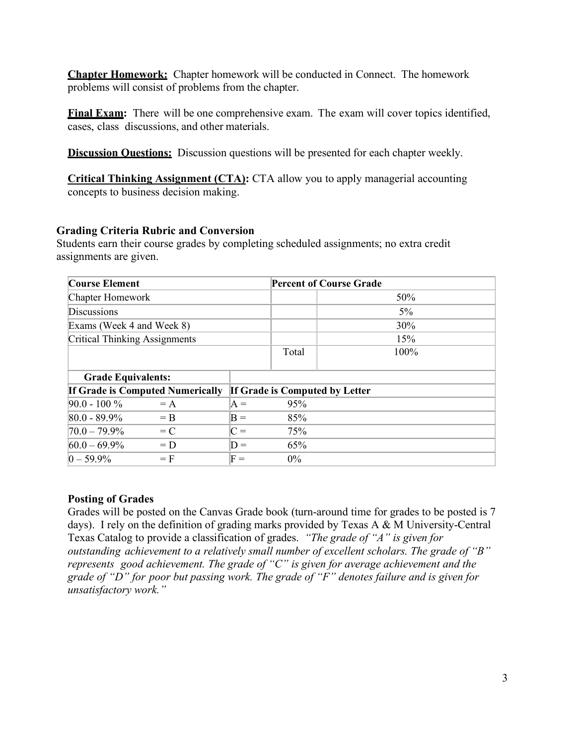**Chapter Homework:** Chapter homework will be conducted in Connect. The homework problems will consist of problems from the chapter.

**Final Exam:** There will be one comprehensive exam. The exam will cover topics identified, cases, class discussions, and other materials.

**Discussion Questions:** Discussion questions will be presented for each chapter weekly.

**Critical Thinking Assignment (CTA):** CTA allow you to apply managerial accounting concepts to business decision making.

### Grading Criteria Rubric and Conversion

Students earn their course grades by completing scheduled assignments; no extra credit assignments are given.

| Course Element | Percent of Course Grade | |
|---|---|---|
| Chapter Homework | | 50% |
| Discussions | | 5% |
| Exams (Week 4 and Week 8) | | 30% |
| Critical Thinking Assignments | | 15% |
| | Total | 100% |

| **Grade Equivalents:** | | | |
|---|---|---|---|
| **If Grade is Computed Numerically** | | **If Grade is Computed by Letter** | |
| 90.0 - 100 % | = A | A = | 95% |
| 80.0 - 89.9% | = B | B = | 85% |
| 70.0 – 79.9% | = C | C = | 75% |
| 60.0 – 69.9% | = D | D = | 65% |
| 0 – 59.9% | = F | F = | 0% |

### Posting of Grades

Grades will be posted on the Canvas Grade book (turn-around time for grades to be posted is 7 days). I rely on the definition of grading marks provided by Texas A & M University-Central Texas Catalog to provide a classification of grades. *"The grade of "A" is given for outstanding achievement to a relatively small number of excellent scholars. The grade of "B" represents good achievement. The grade of "C" is given for average achievement and the grade of "D" for poor but passing work. The grade of "F" denotes failure and is given for unsatisfactory work."*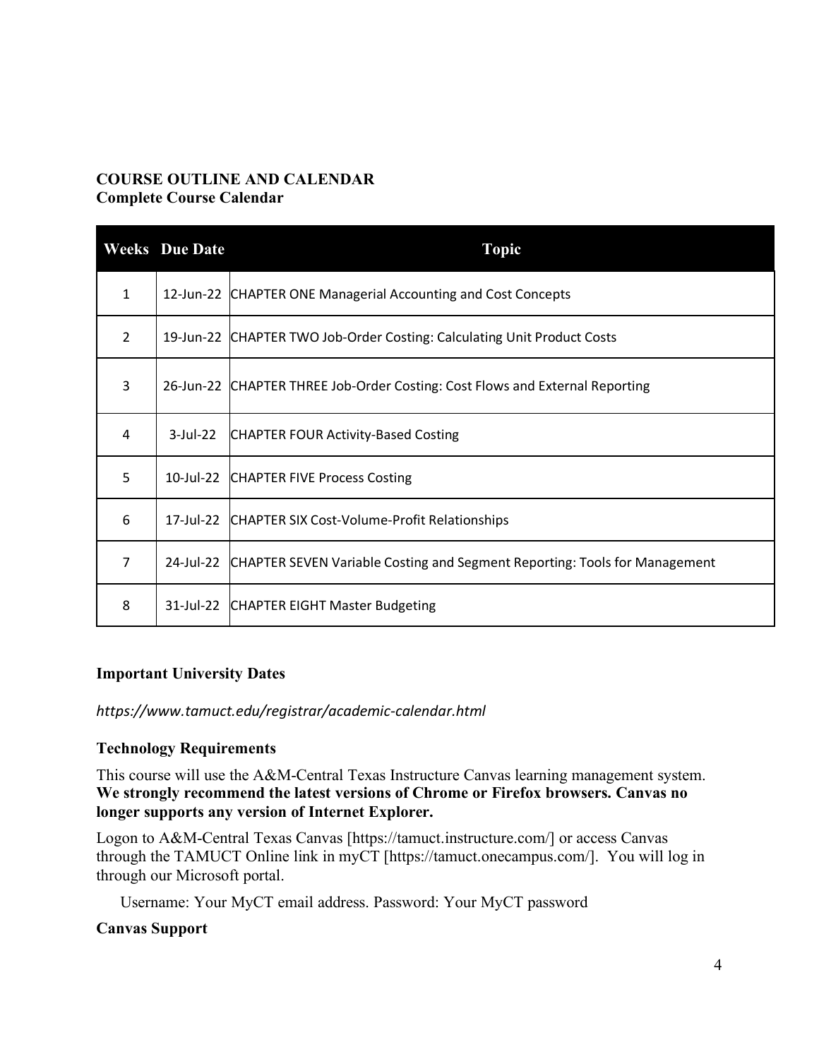## COURSE OUTLINE AND CALENDAR

### Complete Course Calendar

| Weeks | Due Date | Topic |
|---|---|---|
| 1 | 12-Jun-22 | CHAPTER ONE Managerial Accounting and Cost Concepts |
| 2 | 19-Jun-22 | CHAPTER TWO Job-Order Costing: Calculating Unit Product Costs |
| 3 | 26-Jun-22 | CHAPTER THREE Job-Order Costing: Cost Flows and External Reporting |
| 4 | 3-Jul-22 | CHAPTER FOUR Activity-Based Costing |
| 5 | 10-Jul-22 | CHAPTER FIVE Process Costing |
| 6 | 17-Jul-22 | CHAPTER SIX Cost-Volume-Profit Relationships |
| 7 | 24-Jul-22 | CHAPTER SEVEN Variable Costing and Segment Reporting: Tools for Management |
| 8 | 31-Jul-22 | CHAPTER EIGHT Master Budgeting |

### Important University Dates

*https://www.tamuct.edu/registrar/academic-calendar.html*

### Technology Requirements

This course will use the A&M-Central Texas Instructure Canvas learning management system. **We strongly recommend the latest versions of Chrome or Firefox browsers. Canvas no longer supports any version of Internet Explorer.**

Logon to A&M-Central Texas Canvas [https://tamuct.instructure.com/] or access Canvas through the TAMUCT Online link in myCT [https://tamuct.onecampus.com/]. You will log in through our Microsoft portal.

Username: Your MyCT email address. Password: Your MyCT password

### Canvas Support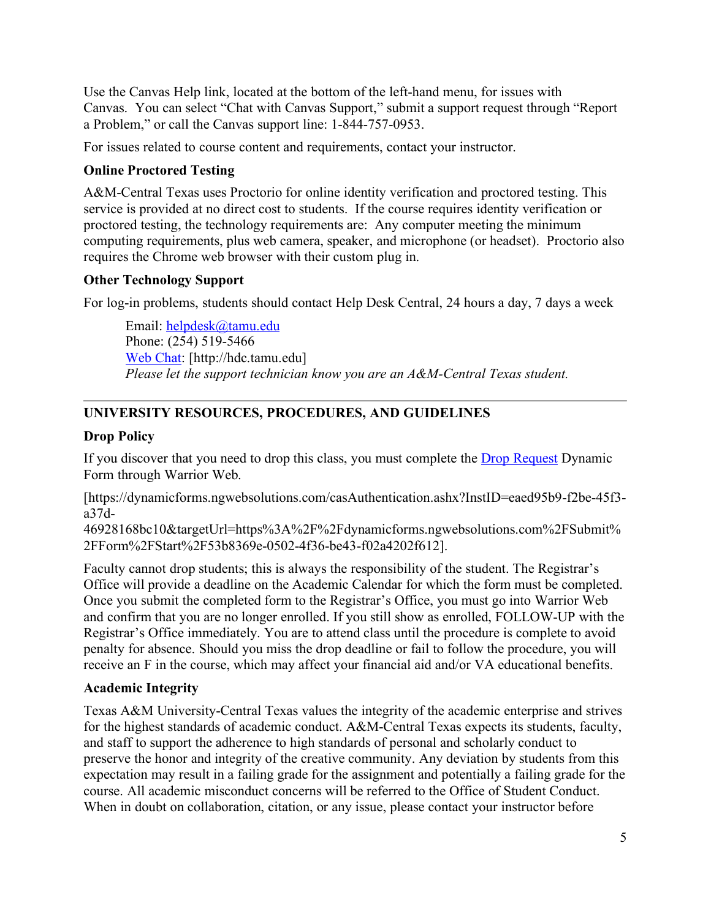Use the Canvas Help link, located at the bottom of the left-hand menu, for issues with Canvas. You can select "Chat with Canvas Support," submit a support request through "Report a Problem," or call the Canvas support line: 1-844-757-0953.

For issues related to course content and requirements, contact your instructor.

### Online Proctored Testing

A&M-Central Texas uses Proctorio for online identity verification and proctored testing. This service is provided at no direct cost to students. If the course requires identity verification or proctored testing, the technology requirements are: Any computer meeting the minimum computing requirements, plus web camera, speaker, and microphone (or headset). Proctorio also requires the Chrome web browser with their custom plug in.

### Other Technology Support

For log-in problems, students should contact Help Desk Central, 24 hours a day, 7 days a week

> Email: helpdesk@tamu.edu
> Phone: (254) 519-5466
> Web Chat: [http://hdc.tamu.edu]
> *Please let the support technician know you are an A&M-Central Texas student.*

---

## UNIVERSITY RESOURCES, PROCEDURES, AND GUIDELINES

### Drop Policy

If you discover that you need to drop this class, you must complete the Drop Request Dynamic Form through Warrior Web.

[https://dynamicforms.ngwebsolutions.com/casAuthentication.ashx?InstID=eaed95b9-f2be-45f3-a37d-46928168bc10&targetUrl=https%3A%2F%2Fdynamicforms.ngwebsolutions.com%2FSubmit%2FForm%2FStart%2F53b8369e-0502-4f36-be43-f02a4202f612].

Faculty cannot drop students; this is always the responsibility of the student. The Registrar's Office will provide a deadline on the Academic Calendar for which the form must be completed. Once you submit the completed form to the Registrar's Office, you must go into Warrior Web and confirm that you are no longer enrolled. If you still show as enrolled, FOLLOW-UP with the Registrar's Office immediately. You are to attend class until the procedure is complete to avoid penalty for absence. Should you miss the drop deadline or fail to follow the procedure, you will receive an F in the course, which may affect your financial aid and/or VA educational benefits.

### Academic Integrity

Texas A&M University-Central Texas values the integrity of the academic enterprise and strives for the highest standards of academic conduct. A&M-Central Texas expects its students, faculty, and staff to support the adherence to high standards of personal and scholarly conduct to preserve the honor and integrity of the creative community. Any deviation by students from this expectation may result in a failing grade for the assignment and potentially a failing grade for the course. All academic misconduct concerns will be referred to the Office of Student Conduct. When in doubt on collaboration, citation, or any issue, please contact your instructor before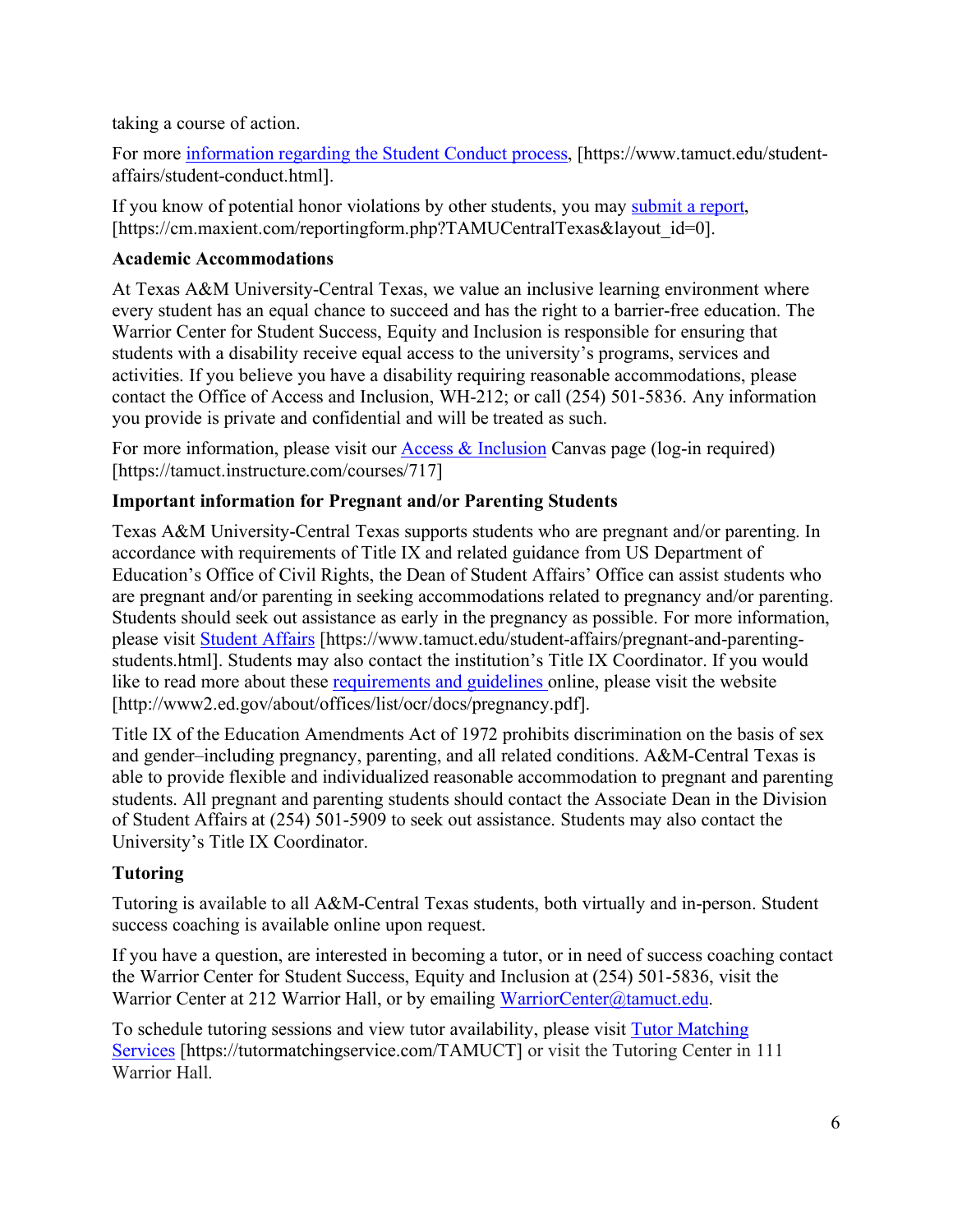taking a course of action.

For more information regarding the Student Conduct process, [https://www.tamuct.edu/student-affairs/student-conduct.html].

If you know of potential honor violations by other students, you may submit a report, [https://cm.maxient.com/reportingform.php?TAMUCentralTexas&layout_id=0].

**Academic Accommodations**

At Texas A&M University-Central Texas, we value an inclusive learning environment where every student has an equal chance to succeed and has the right to a barrier-free education. The Warrior Center for Student Success, Equity and Inclusion is responsible for ensuring that students with a disability receive equal access to the university's programs, services and activities. If you believe you have a disability requiring reasonable accommodations, please contact the Office of Access and Inclusion, WH-212; or call (254) 501-5836. Any information you provide is private and confidential and will be treated as such.

For more information, please visit our Access & Inclusion Canvas page (log-in required) [https://tamuct.instructure.com/courses/717]

**Important information for Pregnant and/or Parenting Students**

Texas A&M University-Central Texas supports students who are pregnant and/or parenting. In accordance with requirements of Title IX and related guidance from US Department of Education's Office of Civil Rights, the Dean of Student Affairs' Office can assist students who are pregnant and/or parenting in seeking accommodations related to pregnancy and/or parenting. Students should seek out assistance as early in the pregnancy as possible. For more information, please visit Student Affairs [https://www.tamuct.edu/student-affairs/pregnant-and-parenting-students.html]. Students may also contact the institution's Title IX Coordinator. If you would like to read more about these requirements and guidelines online, please visit the website [http://www2.ed.gov/about/offices/list/ocr/docs/pregnancy.pdf].

Title IX of the Education Amendments Act of 1972 prohibits discrimination on the basis of sex and gender–including pregnancy, parenting, and all related conditions. A&M-Central Texas is able to provide flexible and individualized reasonable accommodation to pregnant and parenting students. All pregnant and parenting students should contact the Associate Dean in the Division of Student Affairs at (254) 501-5909 to seek out assistance. Students may also contact the University's Title IX Coordinator.

**Tutoring**

Tutoring is available to all A&M-Central Texas students, both virtually and in-person. Student success coaching is available online upon request.

If you have a question, are interested in becoming a tutor, or in need of success coaching contact the Warrior Center for Student Success, Equity and Inclusion at (254) 501-5836, visit the Warrior Center at 212 Warrior Hall, or by emailing WarriorCenter@tamuct.edu.

To schedule tutoring sessions and view tutor availability, please visit Tutor Matching Services [https://tutormatchingservice.com/TAMUCT] or visit the Tutoring Center in 111 Warrior Hall.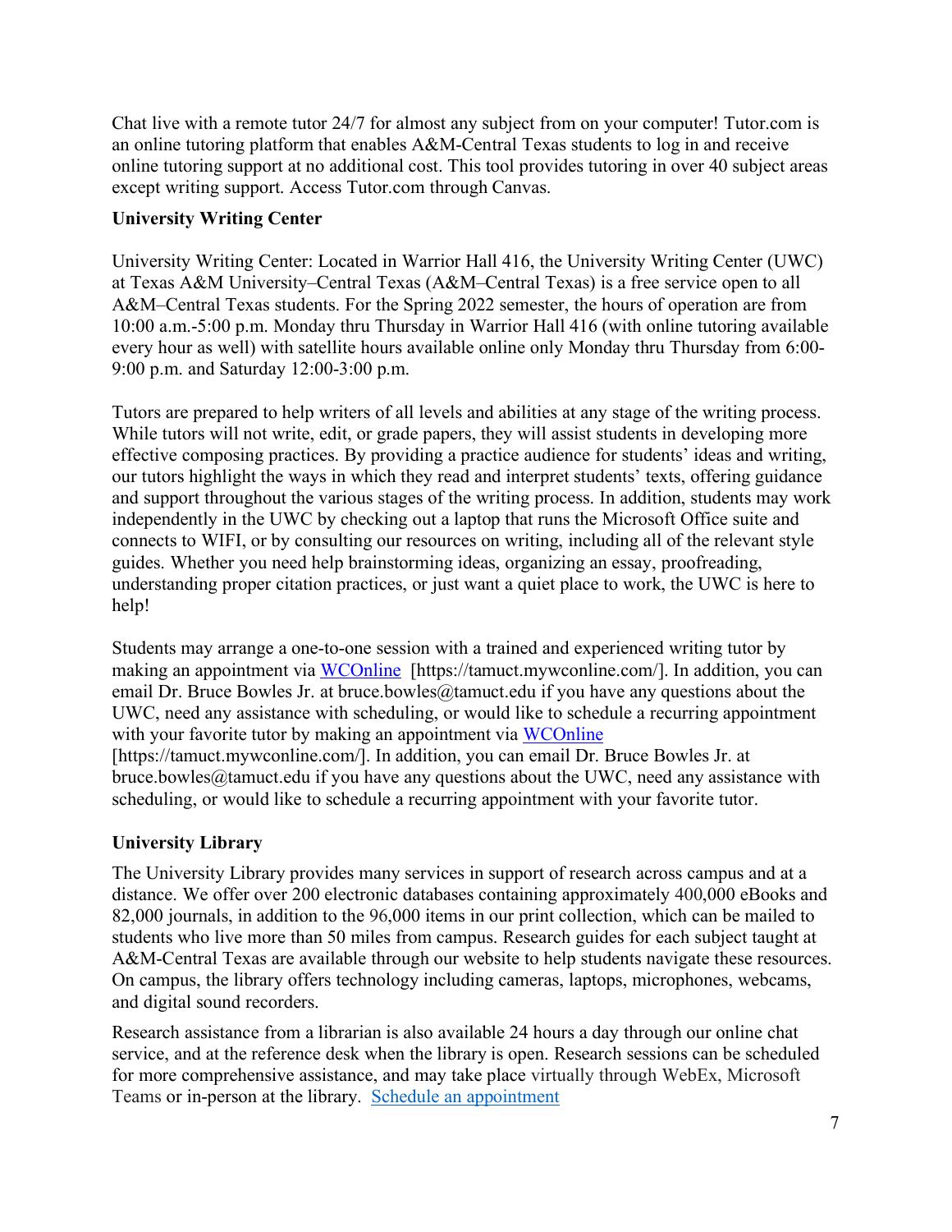Chat live with a remote tutor 24/7 for almost any subject from on your computer! Tutor.com is an online tutoring platform that enables A&M-Central Texas students to log in and receive online tutoring support at no additional cost. This tool provides tutoring in over 40 subject areas except writing support. Access Tutor.com through Canvas.

**University Writing Center**

University Writing Center: Located in Warrior Hall 416, the University Writing Center (UWC) at Texas A&M University–Central Texas (A&M–Central Texas) is a free service open to all A&M–Central Texas students. For the Spring 2022 semester, the hours of operation are from 10:00 a.m.-5:00 p.m. Monday thru Thursday in Warrior Hall 416 (with online tutoring available every hour as well) with satellite hours available online only Monday thru Thursday from 6:00-9:00 p.m. and Saturday 12:00-3:00 p.m.

Tutors are prepared to help writers of all levels and abilities at any stage of the writing process. While tutors will not write, edit, or grade papers, they will assist students in developing more effective composing practices. By providing a practice audience for students' ideas and writing, our tutors highlight the ways in which they read and interpret students' texts, offering guidance and support throughout the various stages of the writing process. In addition, students may work independently in the UWC by checking out a laptop that runs the Microsoft Office suite and connects to WIFI, or by consulting our resources on writing, including all of the relevant style guides. Whether you need help brainstorming ideas, organizing an essay, proofreading, understanding proper citation practices, or just want a quiet place to work, the UWC is here to help!

Students may arrange a one-to-one session with a trained and experienced writing tutor by making an appointment via [WCOnline](https://tamuct.mywconline.com/) [https://tamuct.mywconline.com/]. In addition, you can email Dr. Bruce Bowles Jr. at bruce.bowles@tamuct.edu if you have any questions about the UWC, need any assistance with scheduling, or would like to schedule a recurring appointment with your favorite tutor by making an appointment via [WCOnline](https://tamuct.mywconline.com/) [https://tamuct.mywconline.com/]. In addition, you can email Dr. Bruce Bowles Jr. at bruce.bowles@tamuct.edu if you have any questions about the UWC, need any assistance with scheduling, or would like to schedule a recurring appointment with your favorite tutor.

**University Library**

The University Library provides many services in support of research across campus and at a distance. We offer over 200 electronic databases containing approximately 400,000 eBooks and 82,000 journals, in addition to the 96,000 items in our print collection, which can be mailed to students who live more than 50 miles from campus. Research guides for each subject taught at A&M-Central Texas are available through our website to help students navigate these resources. On campus, the library offers technology including cameras, laptops, microphones, webcams, and digital sound recorders.

Research assistance from a librarian is also available 24 hours a day through our online chat service, and at the reference desk when the library is open. Research sessions can be scheduled for more comprehensive assistance, and may take place virtually through WebEx, Microsoft Teams or in-person at the library. Schedule an appointment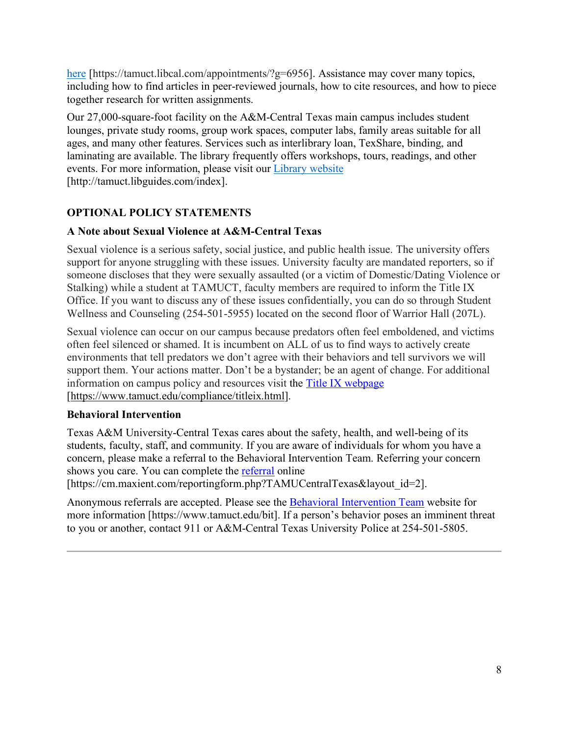here [https://tamuct.libcal.com/appointments/?g=6956]. Assistance may cover many topics, including how to find articles in peer-reviewed journals, how to cite resources, and how to piece together research for written assignments.

Our 27,000-square-foot facility on the A&M-Central Texas main campus includes student lounges, private study rooms, group work spaces, computer labs, family areas suitable for all ages, and many other features. Services such as interlibrary loan, TexShare, binding, and laminating are available. The library frequently offers workshops, tours, readings, and other events. For more information, please visit our Library website [http://tamuct.libguides.com/index].

## OPTIONAL POLICY STATEMENTS

### A Note about Sexual Violence at A&M-Central Texas

Sexual violence is a serious safety, social justice, and public health issue. The university offers support for anyone struggling with these issues. University faculty are mandated reporters, so if someone discloses that they were sexually assaulted (or a victim of Domestic/Dating Violence or Stalking) while a student at TAMUCT, faculty members are required to inform the Title IX Office. If you want to discuss any of these issues confidentially, you can do so through Student Wellness and Counseling (254-501-5955) located on the second floor of Warrior Hall (207L).

Sexual violence can occur on our campus because predators often feel emboldened, and victims often feel silenced or shamed. It is incumbent on ALL of us to find ways to actively create environments that tell predators we don't agree with their behaviors and tell survivors we will support them. Your actions matter. Don't be a bystander; be an agent of change. For additional information on campus policy and resources visit the Title IX webpage [https://www.tamuct.edu/compliance/titleix.html].

### Behavioral Intervention

Texas A&M University-Central Texas cares about the safety, health, and well-being of its students, faculty, staff, and community. If you are aware of individuals for whom you have a concern, please make a referral to the Behavioral Intervention Team. Referring your concern shows you care. You can complete the referral online [https://cm.maxient.com/reportingform.php?TAMUCentralTexas&layout_id=2].

Anonymous referrals are accepted. Please see the Behavioral Intervention Team website for more information [https://www.tamuct.edu/bit]. If a person's behavior poses an imminent threat to you or another, contact 911 or A&M-Central Texas University Police at 254-501-5805.

---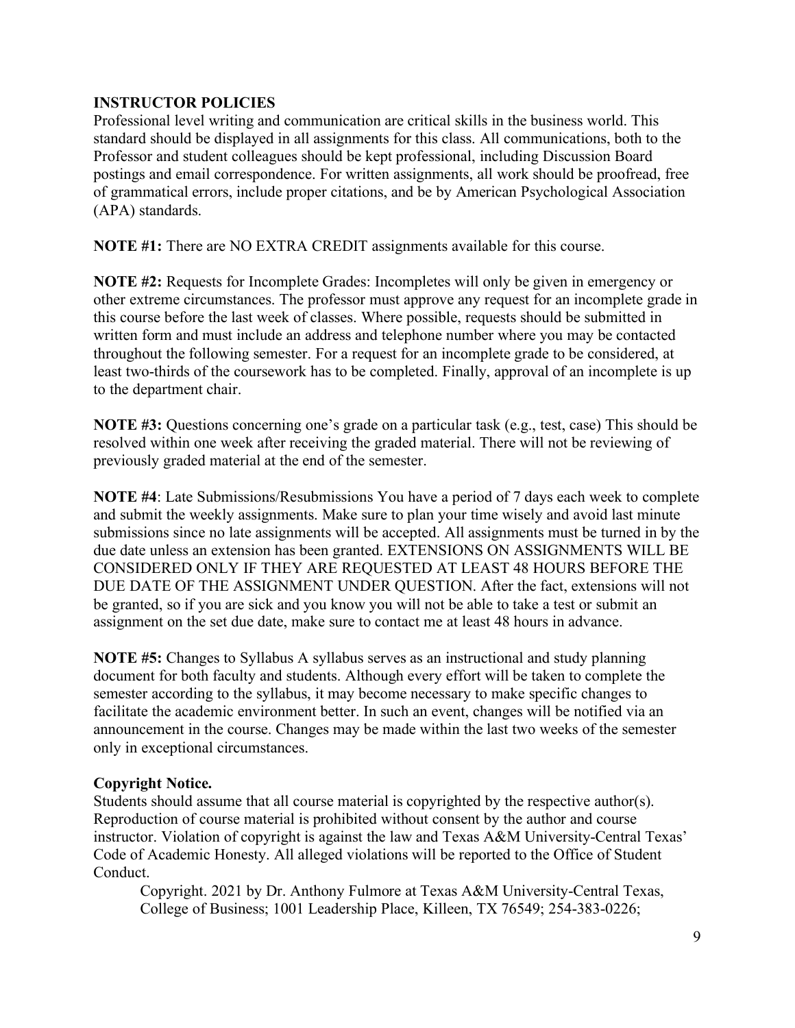## INSTRUCTOR POLICIES

Professional level writing and communication are critical skills in the business world. This standard should be displayed in all assignments for this class. All communications, both to the Professor and student colleagues should be kept professional, including Discussion Board postings and email correspondence. For written assignments, all work should be proofread, free of grammatical errors, include proper citations, and be by American Psychological Association (APA) standards.

**NOTE #1:** There are NO EXTRA CREDIT assignments available for this course.

**NOTE #2:** Requests for Incomplete Grades: Incompletes will only be given in emergency or other extreme circumstances. The professor must approve any request for an incomplete grade in this course before the last week of classes. Where possible, requests should be submitted in written form and must include an address and telephone number where you may be contacted throughout the following semester. For a request for an incomplete grade to be considered, at least two-thirds of the coursework has to be completed. Finally, approval of an incomplete is up to the department chair.

**NOTE #3:** Questions concerning one's grade on a particular task (e.g., test, case) This should be resolved within one week after receiving the graded material. There will not be reviewing of previously graded material at the end of the semester.

**NOTE #4**: Late Submissions/Resubmissions You have a period of 7 days each week to complete and submit the weekly assignments. Make sure to plan your time wisely and avoid last minute submissions since no late assignments will be accepted. All assignments must be turned in by the due date unless an extension has been granted. EXTENSIONS ON ASSIGNMENTS WILL BE CONSIDERED ONLY IF THEY ARE REQUESTED AT LEAST 48 HOURS BEFORE THE DUE DATE OF THE ASSIGNMENT UNDER QUESTION. After the fact, extensions will not be granted, so if you are sick and you know you will not be able to take a test or submit an assignment on the set due date, make sure to contact me at least 48 hours in advance.

**NOTE #5:** Changes to Syllabus A syllabus serves as an instructional and study planning document for both faculty and students. Although every effort will be taken to complete the semester according to the syllabus, it may become necessary to make specific changes to facilitate the academic environment better. In such an event, changes will be notified via an announcement in the course. Changes may be made within the last two weeks of the semester only in exceptional circumstances.

### Copyright Notice.

Students should assume that all course material is copyrighted by the respective author(s). Reproduction of course material is prohibited without consent by the author and course instructor. Violation of copyright is against the law and Texas A&M University-Central Texas' Code of Academic Honesty. All alleged violations will be reported to the Office of Student Conduct.

Copyright. 2021 by Dr. Anthony Fulmore at Texas A&M University-Central Texas, College of Business; 1001 Leadership Place, Killeen, TX 76549; 254-383-0226;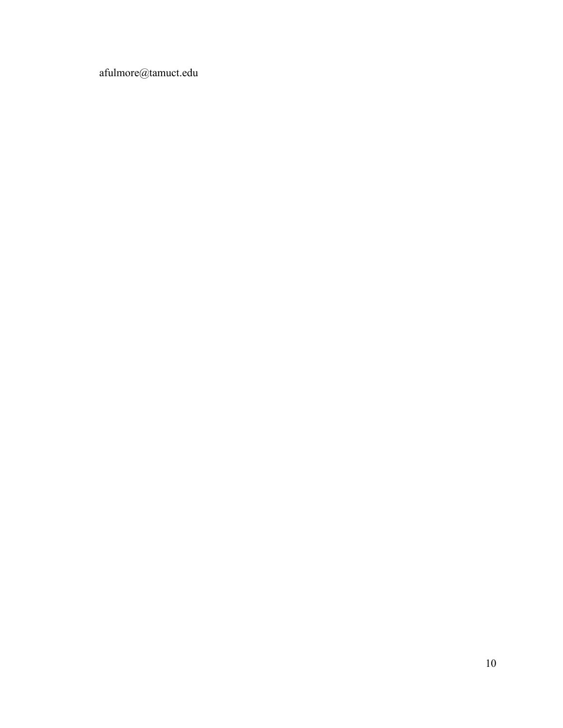afulmore@tamuct.edu